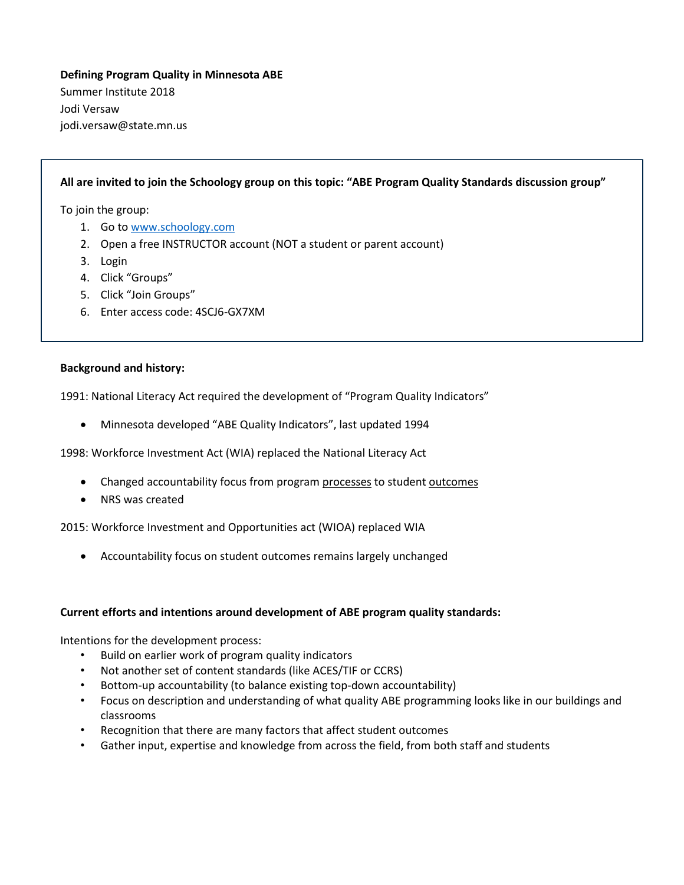**Defining Program Quality in Minnesota ABE**

Summer Institute 2018

Jodi Versaw

jodi.versaw@state.mn.us

**All are invited to join the Schoology group on this topic: "ABE Program Quality Standards discussion group"**

To join the group:

1. Go to www.schoology.com
2. Open a free INSTRUCTOR account (NOT a student or parent account)
3. Login
4. Click "Groups"
5. Click "Join Groups"
6. Enter access code: 4SCJ6-GX7XM

**Background and history:**

1991: National Literacy Act required the development of "Program Quality Indicators"

- Minnesota developed "ABE Quality Indicators", last updated 1994

1998: Workforce Investment Act (WIA) replaced the National Literacy Act

- Changed accountability focus from program processes to student outcomes
- NRS was created

2015: Workforce Investment and Opportunities act (WIOA) replaced WIA

- Accountability focus on student outcomes remains largely unchanged

**Current efforts and intentions around development of ABE program quality standards:**

Intentions for the development process:

- Build on earlier work of program quality indicators
- Not another set of content standards (like ACES/TIF or CCRS)
- Bottom-up accountability (to balance existing top-down accountability)
- Focus on description and understanding of what quality ABE programming looks like in our buildings and classrooms
- Recognition that there are many factors that affect student outcomes
- Gather input, expertise and knowledge from across the field, from both staff and students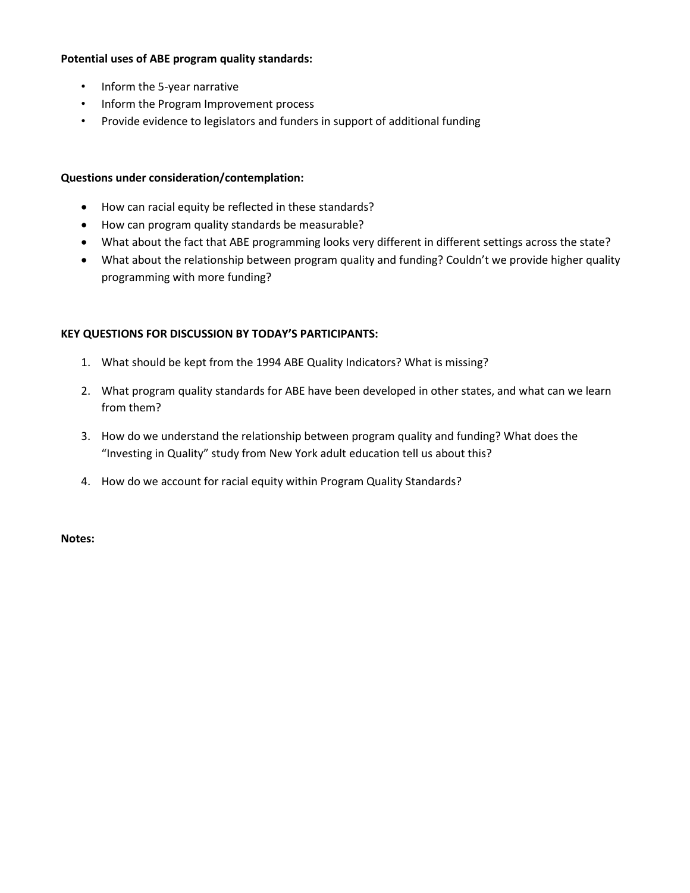**Potential uses of ABE program quality standards:**

- Inform the 5-year narrative
- Inform the Program Improvement process
- Provide evidence to legislators and funders in support of additional funding

**Questions under consideration/contemplation:**

- How can racial equity be reflected in these standards?
- How can program quality standards be measurable?
- What about the fact that ABE programming looks very different in different settings across the state?
- What about the relationship between program quality and funding? Couldn't we provide higher quality programming with more funding?

**KEY QUESTIONS FOR DISCUSSION BY TODAY'S PARTICIPANTS:**

1. What should be kept from the 1994 ABE Quality Indicators? What is missing?
2. What program quality standards for ABE have been developed in other states, and what can we learn from them?
3. How do we understand the relationship between program quality and funding? What does the "Investing in Quality" study from New York adult education tell us about this?
4. How do we account for racial equity within Program Quality Standards?

**Notes:**